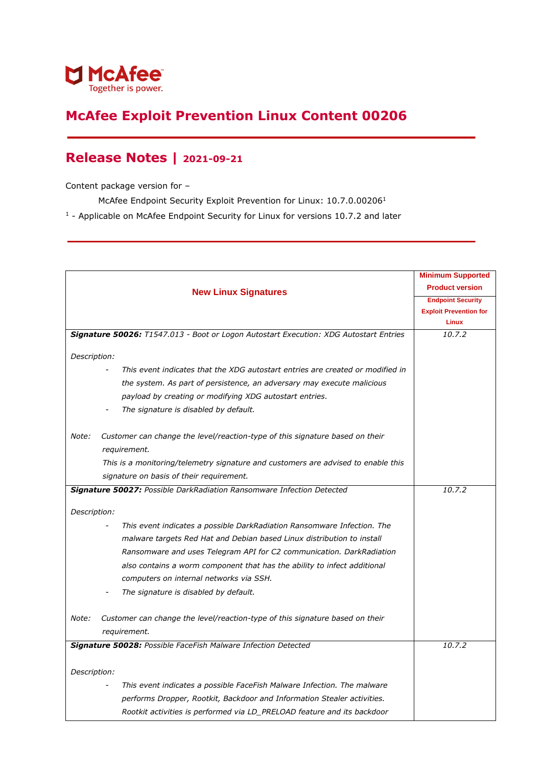McAfee Together is power.

# McAfee Exploit Prevention Linux Content 00206

## Release Notes | 2021-09-21

Content package version for –

McAfee Endpoint Security Exploit Prevention for Linux: 10.7.0.00206[1]

[1] - Applicable on McAfee Endpoint Security for Linux for versions 10.7.2 and later

| New Linux Signatures | Minimum Supported Product version<br>Endpoint Security Exploit Prevention for Linux |
|---|---|
| ***Signature 50026:*** *T1547.013 - Boot or Logon Autostart Execution: XDG Autostart Entries*<br><br>*Description:*<br>- *This event indicates that the XDG autostart entries are created or modified in the system. As part of persistence, an adversary may execute malicious payload by creating or modifying XDG autostart entries.*<br>- *The signature is disabled by default.*<br><br>*Note: Customer can change the level/reaction-type of this signature based on their requirement.*<br>*This is a monitoring/telemetry signature and customers are advised to enable this signature on basis of their requirement.* | *10.7.2* |
| ***Signature 50027:*** *Possible DarkRadiation Ransomware Infection Detected*<br><br>*Description:*<br>- *This event indicates a possible DarkRadiation Ransomware Infection. The malware targets Red Hat and Debian based Linux distribution to install Ransomware and uses Telegram API for C2 communication. DarkRadiation also contains a worm component that has the ability to infect additional computers on internal networks via SSH.*<br>- *The signature is disabled by default.*<br><br>*Note: Customer can change the level/reaction-type of this signature based on their requirement.* | *10.7.2* |
| ***Signature 50028:*** *Possible FaceFish Malware Infection Detected*<br><br>*Description:*<br>- *This event indicates a possible FaceFish Malware Infection. The malware performs Dropper, Rootkit, Backdoor and Information Stealer activities. Rootkit activities is performed via LD_PRELOAD feature and its backdoor* | *10.7.2* |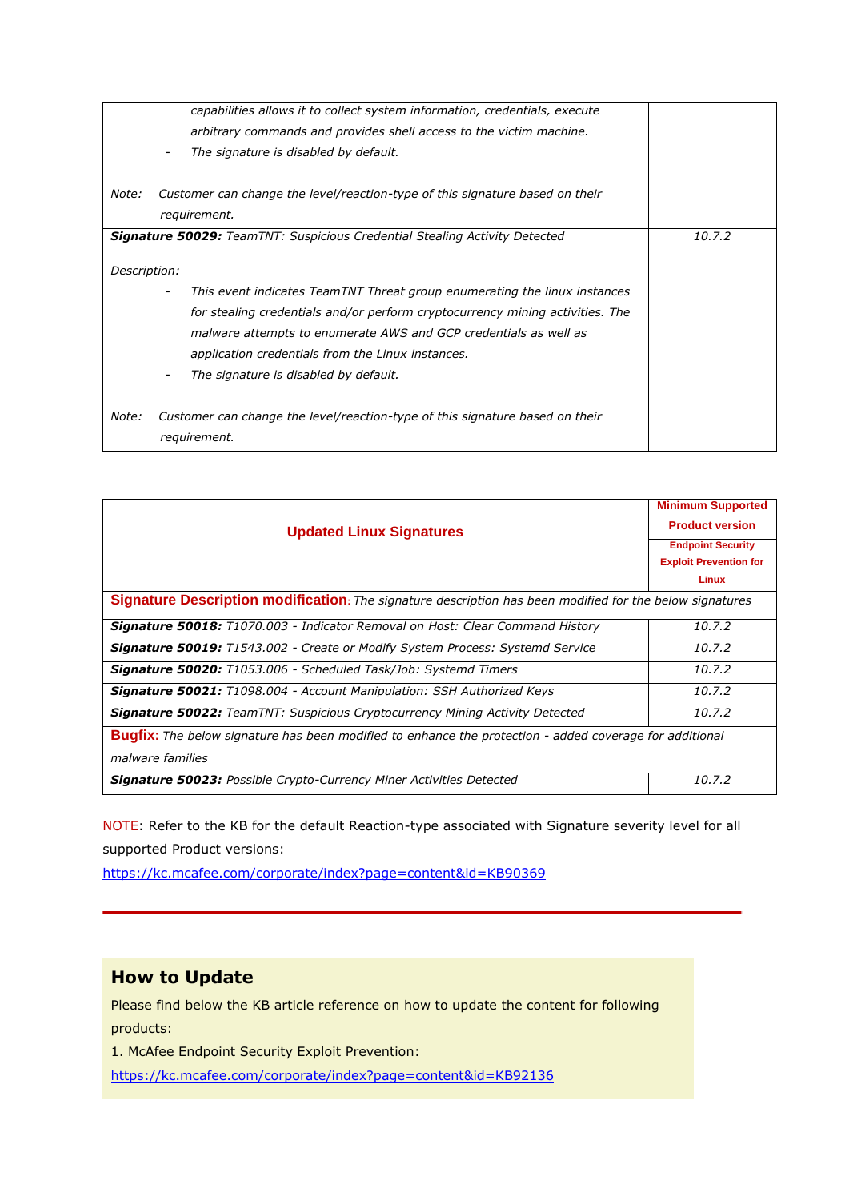| | |
|---|---|
| *capabilities allows it to collect system information, credentials, execute arbitrary commands and provides shell access to the victim machine.*<br>- *The signature is disabled by default.*<br><br>*Note: Customer can change the level/reaction-type of this signature based on their requirement.* | |
| ***Signature 50029:*** *TeamTNT: Suspicious Credential Stealing Activity Detected*<br><br>*Description:*<br>- *This event indicates TeamTNT Threat group enumerating the linux instances for stealing credentials and/or perform cryptocurrency mining activities. The malware attempts to enumerate AWS and GCP credentials as well as application credentials from the Linux instances.*<br>- *The signature is disabled by default.*<br><br>*Note: Customer can change the level/reaction-type of this signature based on their requirement.* | *10.7.2* |

| **Updated Linux Signatures** | **Minimum Supported Product version**<br>**Endpoint Security Exploit Prevention for Linux** |
|---|---|
| **Signature Description modification**: *The signature description has been modified for the below signatures* | |
| ***Signature 50018:*** *T1070.003 - Indicator Removal on Host: Clear Command History* | *10.7.2* |
| ***Signature 50019:*** *T1543.002 - Create or Modify System Process: Systemd Service* | *10.7.2* |
| ***Signature 50020:*** *T1053.006 - Scheduled Task/Job: Systemd Timers* | *10.7.2* |
| ***Signature 50021:*** *T1098.004 - Account Manipulation: SSH Authorized Keys* | *10.7.2* |
| ***Signature 50022:*** *TeamTNT: Suspicious Cryptocurrency Mining Activity Detected* | *10.7.2* |
| **Bugfix:** *The below signature has been modified to enhance the protection - added coverage for additional malware families* | |
| ***Signature 50023:*** *Possible Crypto-Currency Miner Activities Detected* | *10.7.2* |

NOTE: Refer to the KB for the default Reaction-type associated with Signature severity level for all supported Product versions:
https://kc.mcafee.com/corporate/index?page=content&id=KB90369

## How to Update

Please find below the KB article reference on how to update the content for following products:

1. McAfee Endpoint Security Exploit Prevention:
https://kc.mcafee.com/corporate/index?page=content&id=KB92136